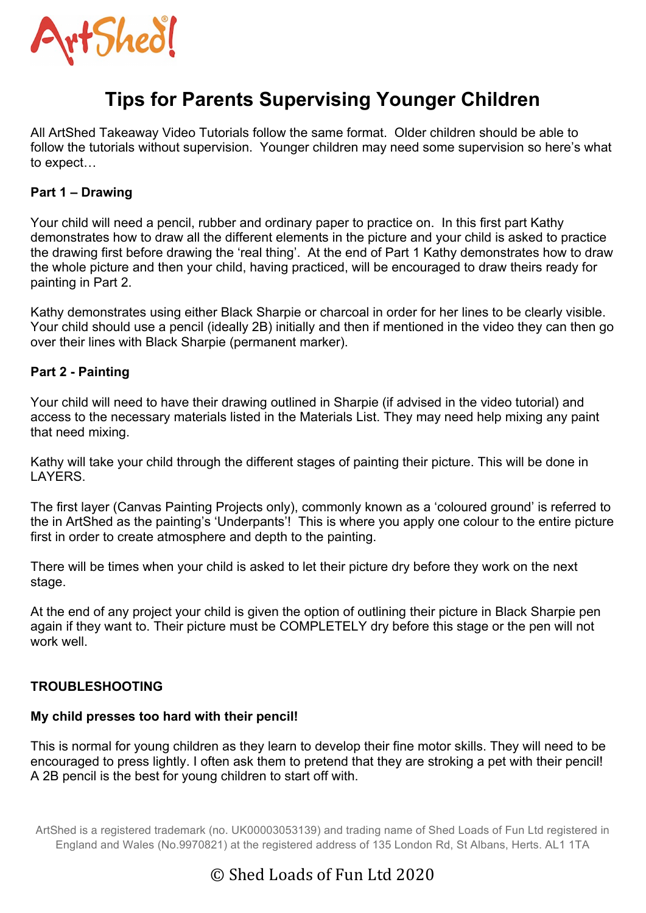# Tips for Parents Supervising Younger Children

All ArtShed Takeaway Video Tutorials follow the same format. Older children should be able to follow the tutorials without supervision. Younger children may need some supervision so here's what to expect…

**Part 1 – Drawing**

Your child will need a pencil, rubber and ordinary paper to practice on. In this first part Kathy demonstrates how to draw all the different elements in the picture and your child is asked to practice the drawing first before drawing the 'real thing'. At the end of Part 1 Kathy demonstrates how to draw the whole picture and then your child, having practiced, will be encouraged to draw theirs ready for painting in Part 2.

Kathy demonstrates using either Black Sharpie or charcoal in order for her lines to be clearly visible. Your child should use a pencil (ideally 2B) initially and then if mentioned in the video they can then go over their lines with Black Sharpie (permanent marker).

**Part 2 - Painting**

Your child will need to have their drawing outlined in Sharpie (if advised in the video tutorial) and access to the necessary materials listed in the Materials List. They may need help mixing any paint that need mixing.

Kathy will take your child through the different stages of painting their picture. This will be done in LAYERS.

The first layer (Canvas Painting Projects only), commonly known as a 'coloured ground' is referred to the in ArtShed as the painting's 'Underpants'! This is where you apply one colour to the entire picture first in order to create atmosphere and depth to the painting.

There will be times when your child is asked to let their picture dry before they work on the next stage.

At the end of any project your child is given the option of outlining their picture in Black Sharpie pen again if they want to. Their picture must be COMPLETELY dry before this stage or the pen will not work well.

**TROUBLESHOOTING**

**My child presses too hard with their pencil!**

This is normal for young children as they learn to develop their fine motor skills. They will need to be encouraged to press lightly. I often ask them to pretend that they are stroking a pet with their pencil! A 2B pencil is the best for young children to start off with.

ArtShed is a registered trademark (no. UK00003053139) and trading name of Shed Loads of Fun Ltd registered in England and Wales (No.9970821) at the registered address of 135 London Rd, St Albans, Herts. AL1 1TA

© Shed Loads of Fun Ltd 2020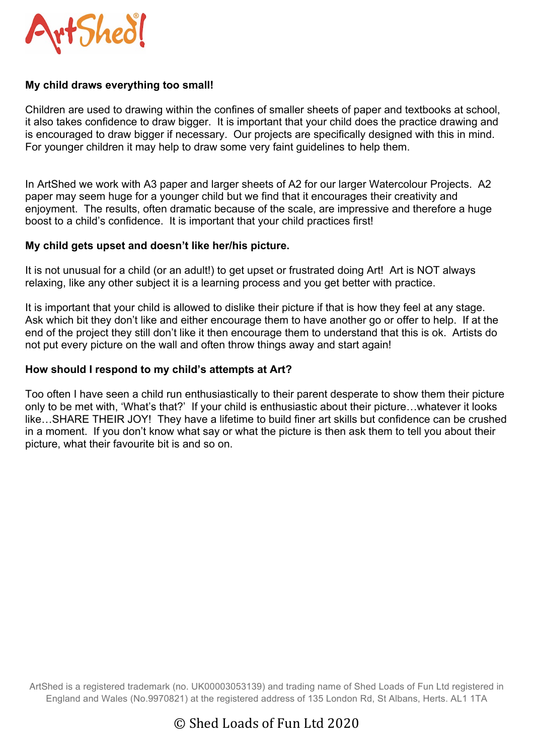ArtShed®

**My child draws everything too small!**

Children are used to drawing within the confines of smaller sheets of paper and textbooks at school, it also takes confidence to draw bigger. It is important that your child does the practice drawing and is encouraged to draw bigger if necessary. Our projects are specifically designed with this in mind. For younger children it may help to draw some very faint guidelines to help them.

In ArtShed we work with A3 paper and larger sheets of A2 for our larger Watercolour Projects. A2 paper may seem huge for a younger child but we find that it encourages their creativity and enjoyment. The results, often dramatic because of the scale, are impressive and therefore a huge boost to a child's confidence. It is important that your child practices first!

**My child gets upset and doesn't like her/his picture.**

It is not unusual for a child (or an adult!) to get upset or frustrated doing Art! Art is NOT always relaxing, like any other subject it is a learning process and you get better with practice.

It is important that your child is allowed to dislike their picture if that is how they feel at any stage. Ask which bit they don't like and either encourage them to have another go or offer to help. If at the end of the project they still don't like it then encourage them to understand that this is ok. Artists do not put every picture on the wall and often throw things away and start again!

**How should I respond to my child's attempts at Art?**

Too often I have seen a child run enthusiastically to their parent desperate to show them their picture only to be met with, 'What's that?' If your child is enthusiastic about their picture…whatever it looks like…SHARE THEIR JOY! They have a lifetime to build finer art skills but confidence can be crushed in a moment. If you don't know what say or what the picture is then ask them to tell you about their picture, what their favourite bit is and so on.

ArtShed is a registered trademark (no. UK00003053139) and trading name of Shed Loads of Fun Ltd registered in England and Wales (No.9970821) at the registered address of 135 London Rd, St Albans, Herts. AL1 1TA

© Shed Loads of Fun Ltd 2020